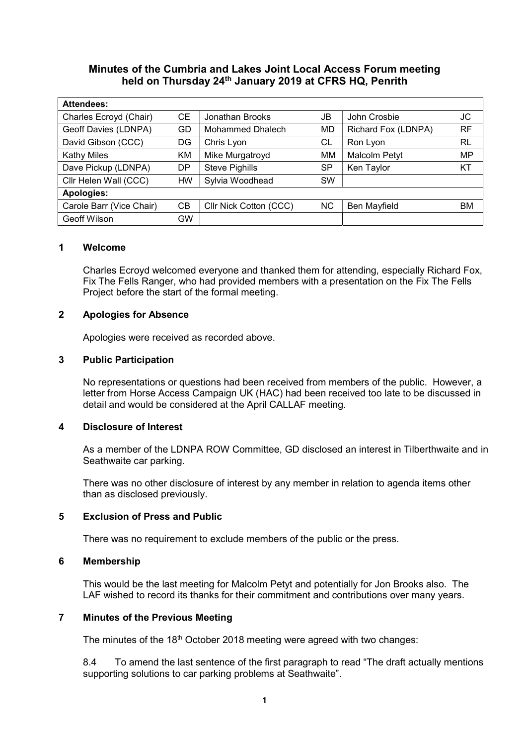# Minutes of the Cumbria and Lakes Joint Local Access Forum meeting held on Thursday 24th January 2019 at CFRS HQ, Penrith

| **Attendees:** | | | | | |
|---|---|---|---|---|---|
| Charles Ecroyd (Chair) | CE | Jonathan Brooks | JB | John Crosbie | JC |
| Geoff Davies (LDNPA) | GD | Mohammed Dhalech | MD | Richard Fox (LDNPA) | RF |
| David Gibson (CCC) | DG | Chris Lyon | CL | Ron Lyon | RL |
| Kathy Miles | KM | Mike Murgatroyd | MM | Malcolm Petyt | MP |
| Dave Pickup (LDNPA) | DP | Steve Pighills | SP | Ken Taylor | KT |
| Cllr Helen Wall (CCC) | HW | Sylvia Woodhead | SW | | |
| **Apologies:** | | | | | |
| Carole Barr (Vice Chair) | CB | Cllr Nick Cotton (CCC) | NC | Ben Mayfield | BM |
| Geoff Wilson | GW | | | | |

## 1 Welcome

Charles Ecroyd welcomed everyone and thanked them for attending, especially Richard Fox, Fix The Fells Ranger, who had provided members with a presentation on the Fix The Fells Project before the start of the formal meeting.

## 2 Apologies for Absence

Apologies were received as recorded above.

## 3 Public Participation

No representations or questions had been received from members of the public. However, a letter from Horse Access Campaign UK (HAC) had been received too late to be discussed in detail and would be considered at the April CALLAF meeting.

## 4 Disclosure of Interest

As a member of the LDNPA ROW Committee, GD disclosed an interest in Tilberthwaite and in Seathwaite car parking.

There was no other disclosure of interest by any member in relation to agenda items other than as disclosed previously.

## 5 Exclusion of Press and Public

There was no requirement to exclude members of the public or the press.

## 6 Membership

This would be the last meeting for Malcolm Petyt and potentially for Jon Brooks also. The LAF wished to record its thanks for their commitment and contributions over many years.

## 7 Minutes of the Previous Meeting

The minutes of the 18th October 2018 meeting were agreed with two changes:

8.4 To amend the last sentence of the first paragraph to read "The draft actually mentions supporting solutions to car parking problems at Seathwaite".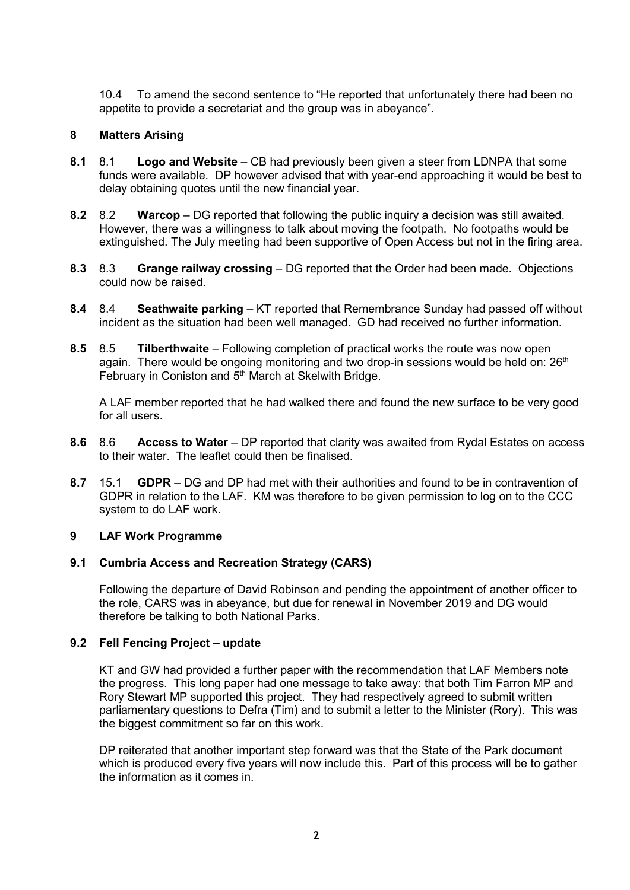10.4 To amend the second sentence to "He reported that unfortunately there had been no appetite to provide a secretariat and the group was in abeyance".

## 8 Matters Arising

**8.1** 8.1 **Logo and Website** – CB had previously been given a steer from LDNPA that some funds were available. DP however advised that with year-end approaching it would be best to delay obtaining quotes until the new financial year.

**8.2** 8.2 **Warcop** – DG reported that following the public inquiry a decision was still awaited. However, there was a willingness to talk about moving the footpath. No footpaths would be extinguished. The July meeting had been supportive of Open Access but not in the firing area.

**8.3** 8.3 **Grange railway crossing** – DG reported that the Order had been made. Objections could now be raised.

**8.4** 8.4 **Seathwaite parking** – KT reported that Remembrance Sunday had passed off without incident as the situation had been well managed. GD had received no further information.

**8.5** 8.5 **Tilberthwaite** – Following completion of practical works the route was now open again. There would be ongoing monitoring and two drop-in sessions would be held on: 26th February in Coniston and 5th March at Skelwith Bridge.

A LAF member reported that he had walked there and found the new surface to be very good for all users.

**8.6** 8.6 **Access to Water** – DP reported that clarity was awaited from Rydal Estates on access to their water. The leaflet could then be finalised.

**8.7** 15.1 **GDPR** – DG and DP had met with their authorities and found to be in contravention of GDPR in relation to the LAF. KM was therefore to be given permission to log on to the CCC system to do LAF work.

## 9 LAF Work Programme

### 9.1 Cumbria Access and Recreation Strategy (CARS)

Following the departure of David Robinson and pending the appointment of another officer to the role, CARS was in abeyance, but due for renewal in November 2019 and DG would therefore be talking to both National Parks.

### 9.2 Fell Fencing Project – update

KT and GW had provided a further paper with the recommendation that LAF Members note the progress. This long paper had one message to take away: that both Tim Farron MP and Rory Stewart MP supported this project. They had respectively agreed to submit written parliamentary questions to Defra (Tim) and to submit a letter to the Minister (Rory). This was the biggest commitment so far on this work.

DP reiterated that another important step forward was that the State of the Park document which is produced every five years will now include this. Part of this process will be to gather the information as it comes in.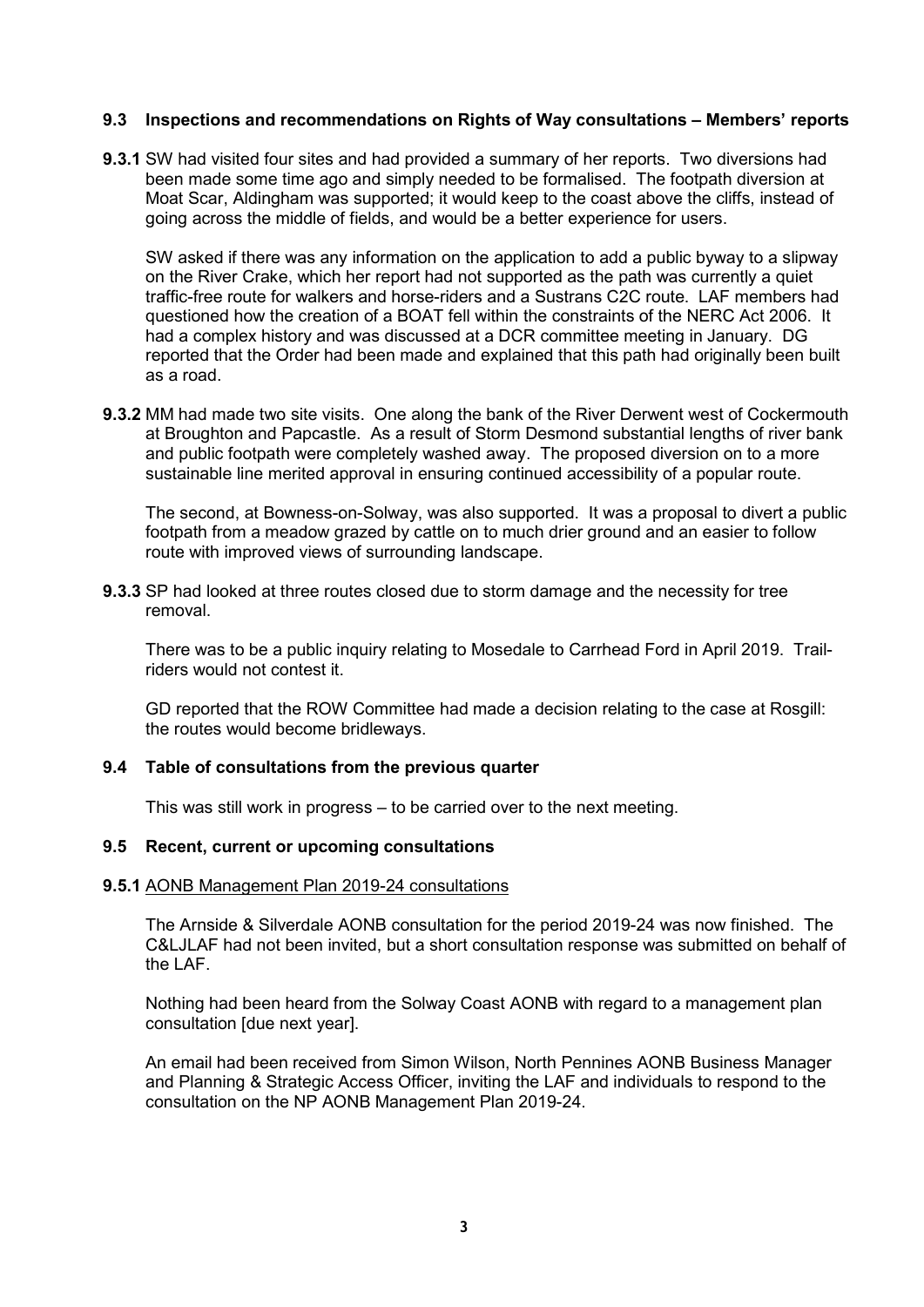### 9.3 Inspections and recommendations on Rights of Way consultations – Members' reports

**9.3.1** SW had visited four sites and had provided a summary of her reports. Two diversions had been made some time ago and simply needed to be formalised. The footpath diversion at Moat Scar, Aldingham was supported; it would keep to the coast above the cliffs, instead of going across the middle of fields, and would be a better experience for users.

SW asked if there was any information on the application to add a public byway to a slipway on the River Crake, which her report had not supported as the path was currently a quiet traffic-free route for walkers and horse-riders and a Sustrans C2C route. LAF members had questioned how the creation of a BOAT fell within the constraints of the NERC Act 2006. It had a complex history and was discussed at a DCR committee meeting in January. DG reported that the Order had been made and explained that this path had originally been built as a road.

**9.3.2** MM had made two site visits. One along the bank of the River Derwent west of Cockermouth at Broughton and Papcastle. As a result of Storm Desmond substantial lengths of river bank and public footpath were completely washed away. The proposed diversion on to a more sustainable line merited approval in ensuring continued accessibility of a popular route.

The second, at Bowness-on-Solway, was also supported. It was a proposal to divert a public footpath from a meadow grazed by cattle on to much drier ground and an easier to follow route with improved views of surrounding landscape.

**9.3.3** SP had looked at three routes closed due to storm damage and the necessity for tree removal.

There was to be a public inquiry relating to Mosedale to Carrhead Ford in April 2019. Trail-riders would not contest it.

GD reported that the ROW Committee had made a decision relating to the case at Rosgill: the routes would become bridleways.

### 9.4 Table of consultations from the previous quarter

This was still work in progress – to be carried over to the next meeting.

### 9.5 Recent, current or upcoming consultations

**9.5.1** AONB Management Plan 2019-24 consultations

The Arnside & Silverdale AONB consultation for the period 2019-24 was now finished. The C&LJLAF had not been invited, but a short consultation response was submitted on behalf of the LAF.

Nothing had been heard from the Solway Coast AONB with regard to a management plan consultation [due next year].

An email had been received from Simon Wilson, North Pennines AONB Business Manager and Planning & Strategic Access Officer, inviting the LAF and individuals to respond to the consultation on the NP AONB Management Plan 2019-24.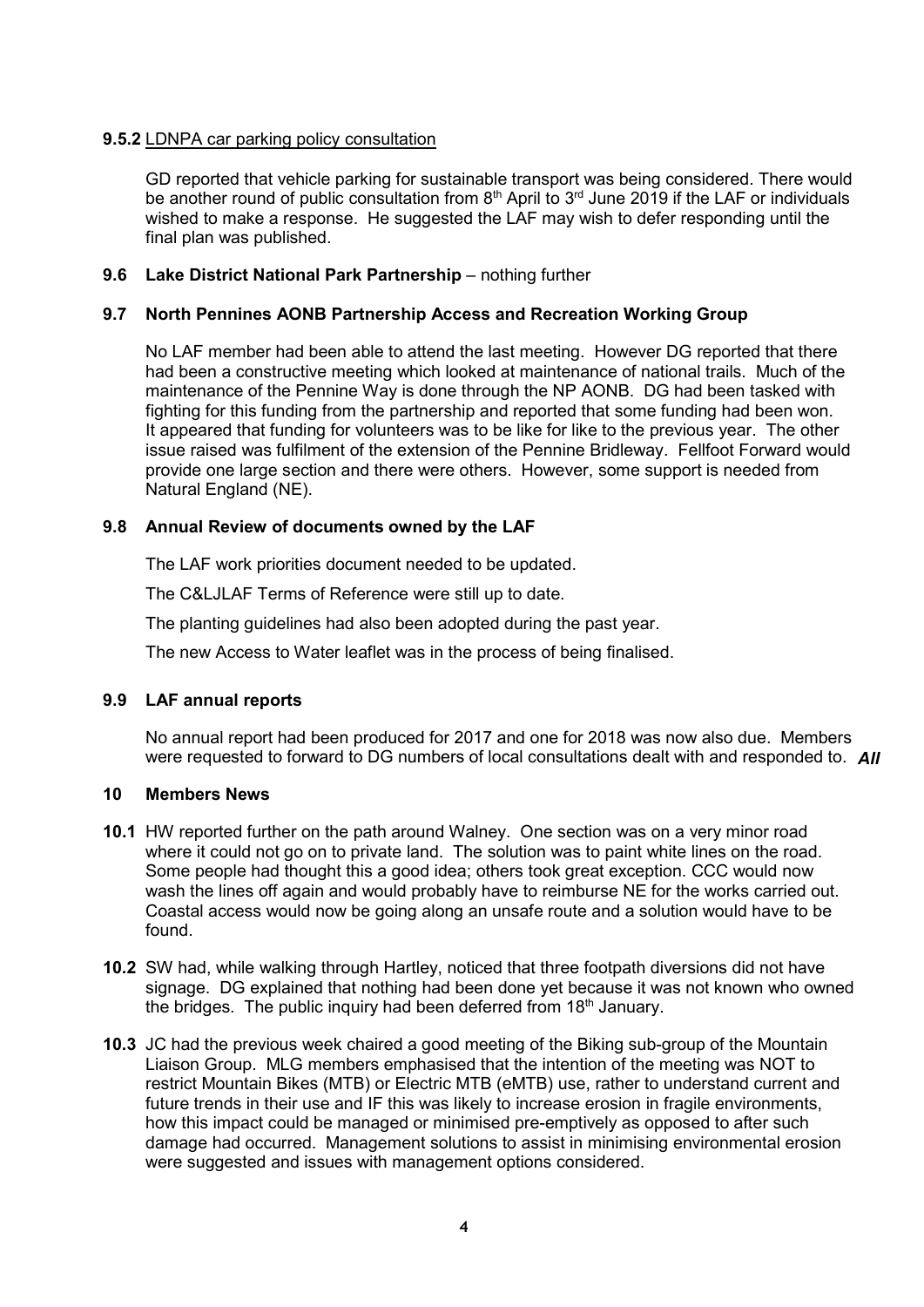**9.5.2** LDNPA car parking policy consultation

GD reported that vehicle parking for sustainable transport was being considered. There would be another round of public consultation from 8th April to 3rd June 2019 if the LAF or individuals wished to make a response. He suggested the LAF may wish to defer responding until the final plan was published.

**9.6 Lake District National Park Partnership** – nothing further

**9.7 North Pennines AONB Partnership Access and Recreation Working Group**

No LAF member had been able to attend the last meeting. However DG reported that there had been a constructive meeting which looked at maintenance of national trails. Much of the maintenance of the Pennine Way is done through the NP AONB. DG had been tasked with fighting for this funding from the partnership and reported that some funding had been won. It appeared that funding for volunteers was to be like for like to the previous year. The other issue raised was fulfilment of the extension of the Pennine Bridleway. Fellfoot Forward would provide one large section and there were others. However, some support is needed from Natural England (NE).

**9.8 Annual Review of documents owned by the LAF**

The LAF work priorities document needed to be updated.

The C&LJLAF Terms of Reference were still up to date.

The planting guidelines had also been adopted during the past year.

The new Access to Water leaflet was in the process of being finalised.

**9.9 LAF annual reports**

No annual report had been produced for 2017 and one for 2018 was now also due. Members were requested to forward to DG numbers of local consultations dealt with and responded to. ***All***

**10 Members News**

**10.1** HW reported further on the path around Walney. One section was on a very minor road where it could not go on to private land. The solution was to paint white lines on the road. Some people had thought this a good idea; others took great exception. CCC would now wash the lines off again and would probably have to reimburse NE for the works carried out. Coastal access would now be going along an unsafe route and a solution would have to be found.

**10.2** SW had, while walking through Hartley, noticed that three footpath diversions did not have signage. DG explained that nothing had been done yet because it was not known who owned the bridges. The public inquiry had been deferred from 18th January.

**10.3** JC had the previous week chaired a good meeting of the Biking sub-group of the Mountain Liaison Group. MLG members emphasised that the intention of the meeting was NOT to restrict Mountain Bikes (MTB) or Electric MTB (eMTB) use, rather to understand current and future trends in their use and IF this was likely to increase erosion in fragile environments, how this impact could be managed or minimised pre-emptively as opposed to after such damage had occurred. Management solutions to assist in minimising environmental erosion were suggested and issues with management options considered.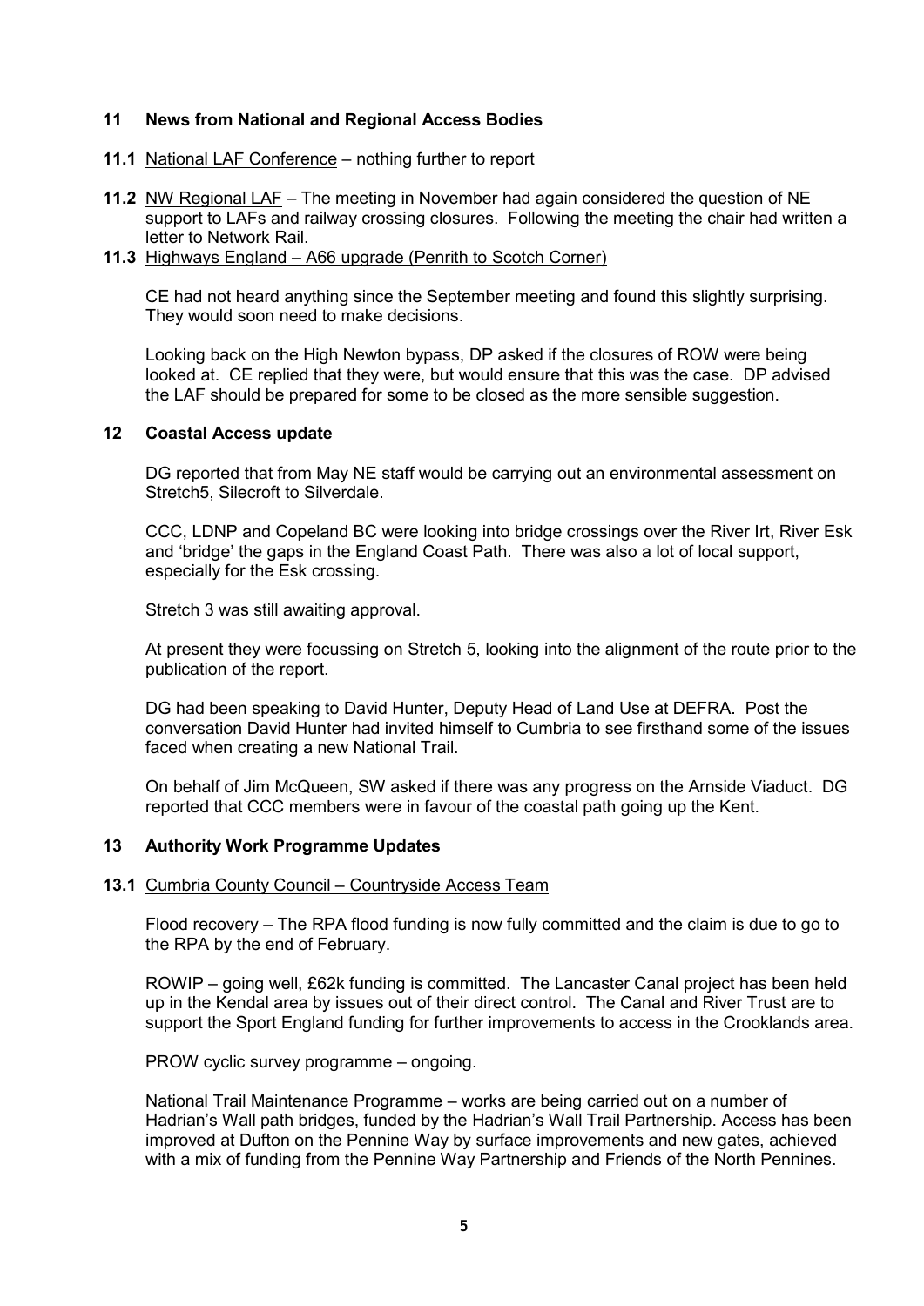## 11 News from National and Regional Access Bodies

**11.1** National LAF Conference – nothing further to report

**11.2** NW Regional LAF – The meeting in November had again considered the question of NE support to LAFs and railway crossing closures. Following the meeting the chair had written a letter to Network Rail.

**11.3** Highways England – A66 upgrade (Penrith to Scotch Corner)

CE had not heard anything since the September meeting and found this slightly surprising. They would soon need to make decisions.

Looking back on the High Newton bypass, DP asked if the closures of ROW were being looked at. CE replied that they were, but would ensure that this was the case. DP advised the LAF should be prepared for some to be closed as the more sensible suggestion.

## 12 Coastal Access update

DG reported that from May NE staff would be carrying out an environmental assessment on Stretch5, Silecroft to Silverdale.

CCC, LDNP and Copeland BC were looking into bridge crossings over the River Irt, River Esk and 'bridge' the gaps in the England Coast Path. There was also a lot of local support, especially for the Esk crossing.

Stretch 3 was still awaiting approval.

At present they were focussing on Stretch 5, looking into the alignment of the route prior to the publication of the report.

DG had been speaking to David Hunter, Deputy Head of Land Use at DEFRA. Post the conversation David Hunter had invited himself to Cumbria to see firsthand some of the issues faced when creating a new National Trail.

On behalf of Jim McQueen, SW asked if there was any progress on the Arnside Viaduct. DG reported that CCC members were in favour of the coastal path going up the Kent.

## 13 Authority Work Programme Updates

**13.1** Cumbria County Council – Countryside Access Team

Flood recovery – The RPA flood funding is now fully committed and the claim is due to go to the RPA by the end of February.

ROWIP – going well, £62k funding is committed. The Lancaster Canal project has been held up in the Kendal area by issues out of their direct control. The Canal and River Trust are to support the Sport England funding for further improvements to access in the Crooklands area.

PROW cyclic survey programme – ongoing.

National Trail Maintenance Programme – works are being carried out on a number of Hadrian's Wall path bridges, funded by the Hadrian's Wall Trail Partnership. Access has been improved at Dufton on the Pennine Way by surface improvements and new gates, achieved with a mix of funding from the Pennine Way Partnership and Friends of the North Pennines.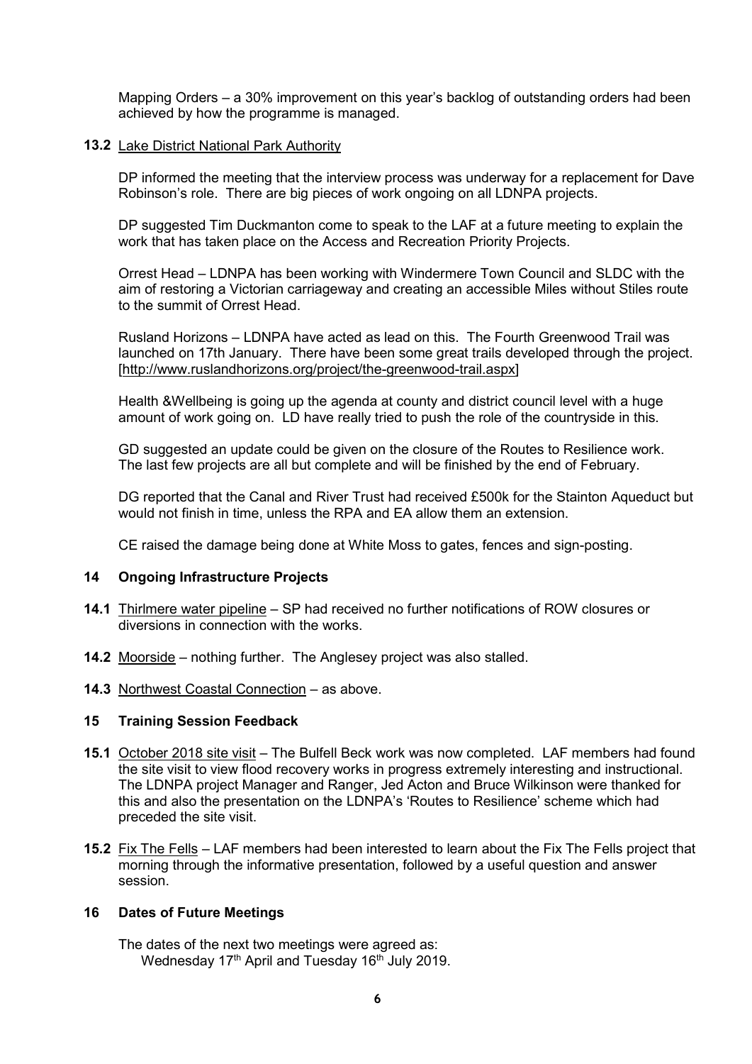Mapping Orders – a 30% improvement on this year's backlog of outstanding orders had been achieved by how the programme is managed.

**13.2** Lake District National Park Authority

DP informed the meeting that the interview process was underway for a replacement for Dave Robinson's role. There are big pieces of work ongoing on all LDNPA projects.

DP suggested Tim Duckmanton come to speak to the LAF at a future meeting to explain the work that has taken place on the Access and Recreation Priority Projects.

Orrest Head – LDNPA has been working with Windermere Town Council and SLDC with the aim of restoring a Victorian carriageway and creating an accessible Miles without Stiles route to the summit of Orrest Head.

Rusland Horizons – LDNPA have acted as lead on this. The Fourth Greenwood Trail was launched on 17th January. There have been some great trails developed through the project. [http://www.ruslandhorizons.org/project/the-greenwood-trail.aspx]

Health &Wellbeing is going up the agenda at county and district council level with a huge amount of work going on. LD have really tried to push the role of the countryside in this.

GD suggested an update could be given on the closure of the Routes to Resilience work. The last few projects are all but complete and will be finished by the end of February.

DG reported that the Canal and River Trust had received £500k for the Stainton Aqueduct but would not finish in time, unless the RPA and EA allow them an extension.

CE raised the damage being done at White Moss to gates, fences and sign-posting.

## 14 Ongoing Infrastructure Projects

**14.1** Thirlmere water pipeline – SP had received no further notifications of ROW closures or diversions in connection with the works.

**14.2** Moorside – nothing further. The Anglesey project was also stalled.

**14.3** Northwest Coastal Connection – as above.

## 15 Training Session Feedback

**15.1** October 2018 site visit – The Bulfell Beck work was now completed. LAF members had found the site visit to view flood recovery works in progress extremely interesting and instructional. The LDNPA project Manager and Ranger, Jed Acton and Bruce Wilkinson were thanked for this and also the presentation on the LDNPA's 'Routes to Resilience' scheme which had preceded the site visit.

**15.2** Fix The Fells – LAF members had been interested to learn about the Fix The Fells project that morning through the informative presentation, followed by a useful question and answer session.

## 16 Dates of Future Meetings

The dates of the next two meetings were agreed as:
Wednesday 17th April and Tuesday 16th July 2019.